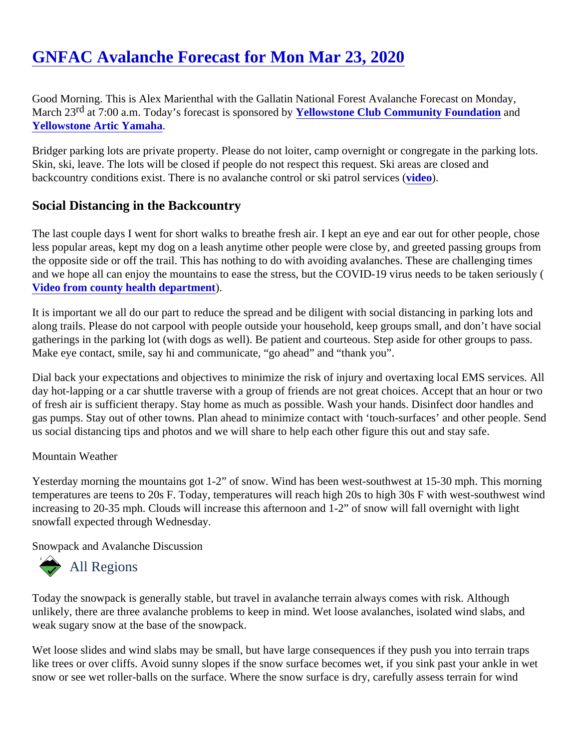# GNFAC Avalanche Forecast for Mon Mar 23, 2020

Good Morning. This is Alex Marienthal with the Gallatin National Forest Avalanche Forecast on Monday, March 23rd at 7:00 a.m. Today's forecast is sponsored by Yellowstone Club Community Foundation and Yellowstone Artic Yamaha.

Bridger parking lots are private property. Please do not loiter, camp overnight or congregate in the parking lots. Skin, ski, leave. The lots will be closed if people do not respect this request. Ski areas are closed and backcountry conditions exist. There is no avalanche control or ski patrol services (video).

## Social Distancing in the Backcountry

The last couple days I went for short walks to breathe fresh air. I kept an eye and ear out for other people, chose less popular areas, kept my dog on a leash anytime other people were close by, and greeted passing groups from the opposite side or off the trail. This has nothing to do with avoiding avalanches. These are challenging times and we hope all can enjoy the mountains to ease the stress, but the COVID-19 virus needs to be taken seriously (Video from county health department).

It is important we all do our part to reduce the spread and be diligent with social distancing in parking lots and along trails. Please do not carpool with people outside your household, keep groups small, and don't have social gatherings in the parking lot (with dogs as well). Be patient and courteous. Step aside for other groups to pass. Make eye contact, smile, say hi and communicate, "go ahead" and "thank you".

Dial back your expectations and objectives to minimize the risk of injury and overtaxing local EMS services. All day hot-lapping or a car shuttle traverse with a group of friends are not great choices. Accept that an hour or two of fresh air is sufficient therapy. Stay home as much as possible. Wash your hands. Disinfect door handles and gas pumps. Stay out of other towns. Plan ahead to minimize contact with 'touch-surfaces' and other people. Send us social distancing tips and photos and we will share to help each other figure this out and stay safe.

Mountain Weather

Yesterday morning the mountains got 1-2" of snow. Wind has been west-southwest at 15-30 mph. This morning temperatures are teens to 20s F. Today, temperatures will reach high 20s to high 30s F with west-southwest wind increasing to 20-35 mph. Clouds will increase this afternoon and 1-2" of snow will fall overnight with light snowfall expected through Wednesday.

Snowpack and Avalanche Discussion

### All Regions

Today the snowpack is generally stable, but travel in avalanche terrain always comes with risk. Although unlikely, there are three avalanche problems to keep in mind. Wet loose avalanches, isolated wind slabs, and weak sugary snow at the base of the snowpack.

Wet loose slides and wind slabs may be small, but have large consequences if they push you into terrain traps like trees or over cliffs. Avoid sunny slopes if the snow surface becomes wet, if you sink past your ankle in wet snow or see wet roller-balls on the surface. Where the snow surface is dry, carefully assess terrain for wind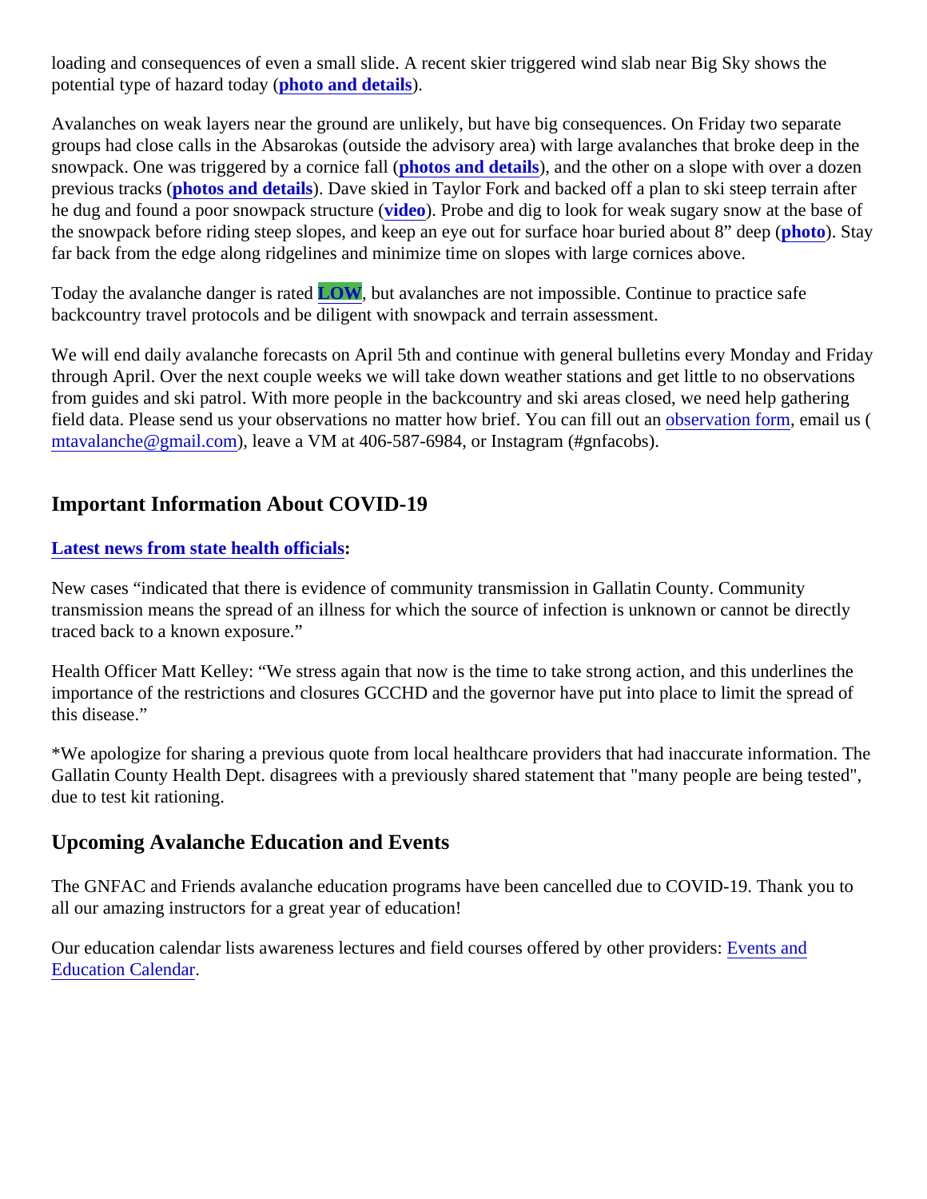loading and consequences of even a small slide. A recent skier triggered wind slab near Big Sky shows the potential type of hazard today (**photo and details**).

Avalanches on weak layers near the ground are unlikely, but have big consequences. On Friday two separate groups had close calls in the Absarokas (outside the advisory area) with large avalanches that broke deep in the snowpack. One was triggered by a cornice fall (**photos and details**), and the other on a slope with over a dozen previous tracks (**photos and details**). Dave skied in Taylor Fork and backed off a plan to ski steep terrain after he dug and found a poor snowpack structure (**video**). Probe and dig to look for weak sugary snow at the base of the snowpack before riding steep slopes, and keep an eye out for surface hoar buried about 8" deep (**photo**). Stay far back from the edge along ridgelines and minimize time on slopes with large cornices above.

Today the avalanche danger is rated **LOW**, but avalanches are not impossible. Continue to practice safe backcountry travel protocols and be diligent with snowpack and terrain assessment.

We will end daily avalanche forecasts on April 5th and continue with general bulletins every Monday and Friday through April. Over the next couple weeks we will take down weather stations and get little to no observations from guides and ski patrol. With more people in the backcountry and ski areas closed, we need help gathering field data. Please send us your observations no matter how brief. You can fill out an observation form, email us (mtavalanche@gmail.com), leave a VM at 406-587-6984, or Instagram (#gnfacobs).

## Important Information About COVID-19

**Latest news from state health officials:**

New cases "indicated that there is evidence of community transmission in Gallatin County. Community transmission means the spread of an illness for which the source of infection is unknown or cannot be directly traced back to a known exposure."

Health Officer Matt Kelley: "We stress again that now is the time to take strong action, and this underlines the importance of the restrictions and closures GCCHD and the governor have put into place to limit the spread of this disease."

*We apologize for sharing a previous quote from local healthcare providers that had inaccurate information. The Gallatin County Health Dept. disagrees with a previously shared statement that "many people are being tested", due to test kit rationing.

## Upcoming Avalanche Education and Events

The GNFAC and Friends avalanche education programs have been cancelled due to COVID-19. Thank you to all our amazing instructors for a great year of education!

Our education calendar lists awareness lectures and field courses offered by other providers: Events and Education Calendar.